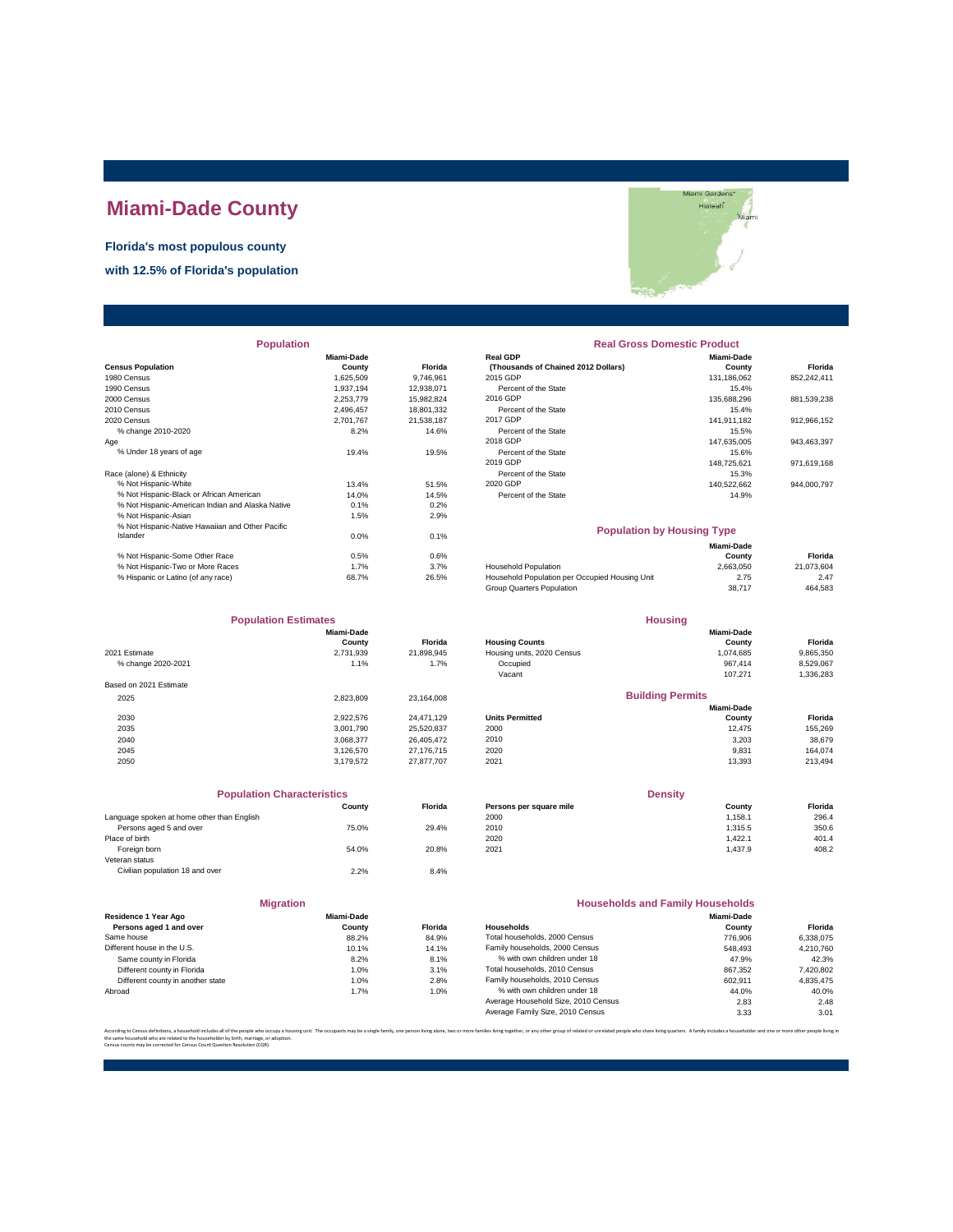# Miami-Dade County

**Florida's most populous county**

**with 12.5% of Florida's population**

## Population

| Census Population | Miami-Dade County | Florida |
|---|---|---|
| 1980 Census | 1,625,509 | 9,746,961 |
| 1990 Census | 1,937,194 | 12,938,071 |
| 2000 Census | 2,253,779 | 15,982,824 |
| 2010 Census | 2,496,457 | 18,801,332 |
| 2020 Census | 2,701,767 | 21,538,187 |
| % change 2010-2020 | 8.2% | 14.6% |
| Age | | |
| % Under 18 years of age | 19.4% | 19.5% |
| Race (alone) & Ethnicity | | |
| % Not Hispanic-White | 13.4% | 51.5% |
| % Not Hispanic-Black or African American | 14.0% | 14.5% |
| % Not Hispanic-American Indian and Alaska Native | 0.1% | 0.2% |
| % Not Hispanic-Asian | 1.5% | 2.9% |
| % Not Hispanic-Native Hawaiian and Other Pacific Islander | 0.0% | 0.1% |
| % Not Hispanic-Some Other Race | 0.5% | 0.6% |
| % Not Hispanic-Two or More Races | 1.7% | 3.7% |
| % Hispanic or Latino (of any race) | 68.7% | 26.5% |

## Real Gross Domestic Product

| Real GDP (Thousands of Chained 2012 Dollars) | Miami-Dade County | Florida |
|---|---|---|
| 2015 GDP | 131,186,062 | 852,242,411 |
| Percent of the State | 15.4% | |
| 2016 GDP | 135,688,296 | 881,539,238 |
| Percent of the State | 15.4% | |
| 2017 GDP | 141,911,182 | 912,966,152 |
| Percent of the State | 15.5% | |
| 2018 GDP | 147,635,005 | 943,463,397 |
| Percent of the State | 15.6% | |
| 2019 GDP | 148,725,621 | 971,619,168 |
| Percent of the State | 15.3% | |
| 2020 GDP | 140,522,662 | 944,000,797 |
| Percent of the State | 14.9% | |

## Population by Housing Type

| | Miami-Dade County | Florida |
|---|---|---|
| Household Population | 2,663,050 | 21,073,604 |
| Household Population per Occupied Housing Unit | 2.75 | 2.47 |
| Group Quarters Population | 38,717 | 464,583 |

## Population Estimates

| | Miami-Dade County | Florida |
|---|---|---|
| 2021 Estimate | 2,731,939 | 21,898,945 |
| % change 2020-2021 | 1.1% | 1.7% |
| Based on 2021 Estimate | | |
| 2025 | 2,823,809 | 23,164,008 |
| 2030 | 2,922,576 | 24,471,129 |
| 2035 | 3,001,790 | 25,520,837 |
| 2040 | 3,068,377 | 26,405,472 |
| 2045 | 3,126,570 | 27,176,715 |
| 2050 | 3,179,572 | 27,877,707 |

## Housing

| Housing Counts | Miami-Dade County | Florida |
|---|---|---|
| Housing units, 2020 Census | 1,074,685 | 9,865,350 |
| Occupied | 967,414 | 8,529,067 |
| Vacant | 107,271 | 1,336,283 |

## Building Permits

| Units Permitted | Miami-Dade County | Florida |
|---|---|---|
| 2000 | 12,475 | 155,269 |
| 2010 | 3,203 | 38,679 |
| 2020 | 9,831 | 164,074 |
| 2021 | 13,393 | 213,494 |

## Population Characteristics

| | County | Florida |
|---|---|---|
| Language spoken at home other than English | | |
| Persons aged 5 and over | 75.0% | 29.4% |
| Place of birth | | |
| Foreign born | 54.0% | 20.8% |
| Veteran status | | |
| Civilian population 18 and over | 2.2% | 8.4% |

## Density

| Persons per square mile | County | Florida |
|---|---|---|
| 2000 | 1,158.1 | 296.4 |
| 2010 | 1,315.5 | 350.6 |
| 2020 | 1,422.1 | 401.4 |
| 2021 | 1,437.9 | 408.2 |

## Migration

| Residence 1 Year Ago Persons aged 1 and over | Miami-Dade County | Florida |
|---|---|---|
| Same house | 88.2% | 84.9% |
| Different house in the U.S. | 10.1% | 14.1% |
| Same county in Florida | 8.2% | 8.1% |
| Different county in Florida | 1.0% | 3.1% |
| Different county in another state | 1.0% | 2.8% |
| Abroad | 1.7% | 1.0% |

## Households and Family Households

| Households | Miami-Dade County | Florida |
|---|---|---|
| Total households, 2000 Census | 776,906 | 6,338,075 |
| Family households, 2000 Census | 548,493 | 4,210,760 |
| % with own children under 18 | 47.9% | 42.3% |
| Total households, 2010 Census | 867,352 | 7,420,802 |
| Family households, 2010 Census | 602,911 | 4,835,475 |
| % with own children under 18 | 44.0% | 40.0% |
| Average Household Size, 2010 Census | 2.83 | 2.48 |
| Average Family Size, 2010 Census | 3.33 | 3.01 |

According to Census definitions, a household includes all of the people who occupy a housing unit. The occupants may be a single family, one person living alone, two or more families living together, or any other group of related or unrelated people who share living quarters. A family includes a householder and one or more other people living in the same household who are related to the householder by birth, marriage, or adoption.
Census counts may be corrected for Census Count Question Resolution (CQR).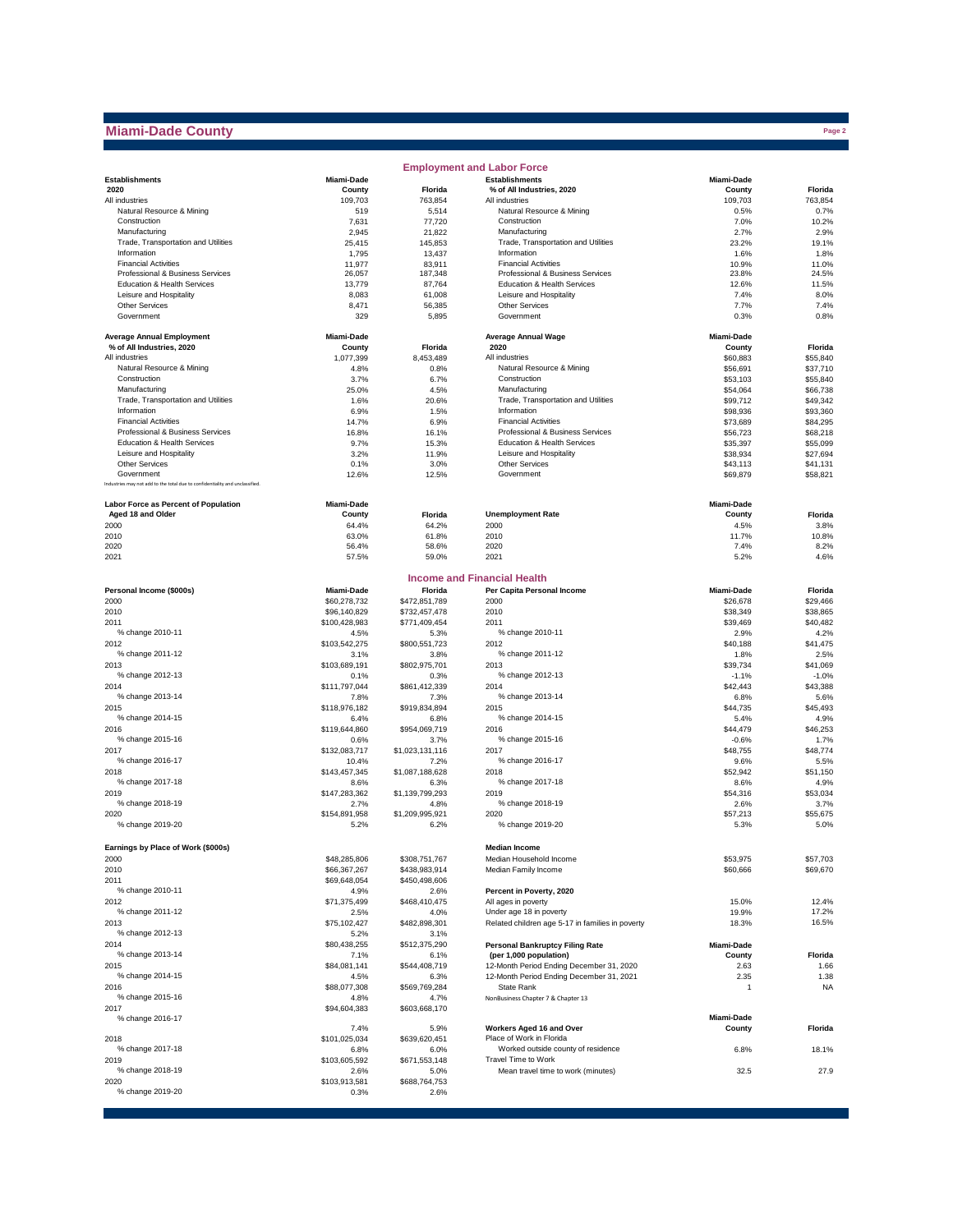# Miami-Dade County

## Employment and Labor Force

| Establishments 2020 | Miami-Dade County | Florida |
|---|---|---|
| All industries | 109,703 | 763,854 |
| Natural Resource & Mining | 519 | 5,514 |
| Construction | 7,631 | 77,720 |
| Manufacturing | 2,945 | 21,822 |
| Trade, Transportation and Utilities | 25,415 | 145,853 |
| Information | 1,795 | 13,437 |
| Financial Activities | 11,977 | 83,911 |
| Professional & Business Services | 26,057 | 187,348 |
| Education & Health Services | 13,779 | 87,764 |
| Leisure and Hospitality | 8,083 | 61,008 |
| Other Services | 8,471 | 56,385 |
| Government | 329 | 5,895 |

| Establishments % of All Industries, 2020 | Miami-Dade County | Florida |
|---|---|---|
| All industries | 109,703 | 763,854 |
| Natural Resource & Mining | 0.5% | 0.7% |
| Construction | 7.0% | 10.2% |
| Manufacturing | 2.7% | 2.9% |
| Trade, Transportation and Utilities | 23.2% | 19.1% |
| Information | 1.6% | 1.8% |
| Financial Activities | 10.9% | 11.0% |
| Professional & Business Services | 23.8% | 24.5% |
| Education & Health Services | 12.6% | 11.5% |
| Leisure and Hospitality | 7.4% | 8.0% |
| Other Services | 7.7% | 7.4% |
| Government | 0.3% | 0.8% |

| Average Annual Employment % of All Industries, 2020 | Miami-Dade County | Florida |
|---|---|---|
| All industries | 1,077,399 | 8,453,489 |
| Natural Resource & Mining | 4.8% | 0.8% |
| Construction | 3.7% | 6.7% |
| Manufacturing | 25.0% | 4.5% |
| Trade, Transportation and Utilities | 1.6% | 20.6% |
| Information | 6.9% | 1.5% |
| Financial Activities | 14.7% | 6.9% |
| Professional & Business Services | 16.8% | 16.1% |
| Education & Health Services | 9.7% | 15.3% |
| Leisure and Hospitality | 3.2% | 11.9% |
| Other Services | 0.1% | 3.0% |
| Government | 12.6% | 12.5% |

Industries may not add to the total due to confidentiality and unclassified.

| Average Annual Wage 2020 | Miami-Dade County | Florida |
|---|---|---|
| All industries | $60,883 | $55,840 |
| Natural Resource & Mining | $56,691 | $37,710 |
| Construction | $53,103 | $55,840 |
| Manufacturing | $54,064 | $66,738 |
| Trade, Transportation and Utilities | $99,712 | $49,342 |
| Information | $98,936 | $93,360 |
| Financial Activities | $73,689 | $84,295 |
| Professional & Business Services | $56,723 | $68,218 |
| Education & Health Services | $35,397 | $55,099 |
| Leisure and Hospitality | $38,934 | $27,694 |
| Other Services | $43,113 | $41,131 |
| Government | $69,879 | $58,821 |

| Labor Force as Percent of Population Aged 18 and Older | Miami-Dade County | Florida |
|---|---|---|
| 2000 | 64.4% | 64.2% |
| 2010 | 63.0% | 61.8% |
| 2020 | 56.4% | 58.6% |
| 2021 | 57.5% | 59.0% |

| Unemployment Rate | Miami-Dade County | Florida |
|---|---|---|
| 2000 | 4.5% | 3.8% |
| 2010 | 11.7% | 10.8% |
| 2020 | 7.4% | 8.2% |
| 2021 | 5.2% | 4.6% |

## Income and Financial Health

| Personal Income ($000s) | Miami-Dade | Florida |
|---|---|---|
| 2000 | $60,278,732 | $472,851,789 |
| 2010 | $96,140,829 | $732,457,478 |
| 2011 | $100,428,983 | $771,409,454 |
| % change 2010-11 | 4.5% | 5.3% |
| 2012 | $103,542,275 | $800,551,723 |
| % change 2011-12 | 3.1% | 3.8% |
| 2013 | $103,689,191 | $802,975,701 |
| % change 2012-13 | 0.1% | 0.3% |
| 2014 | $111,797,044 | $861,412,339 |
| % change 2013-14 | 7.8% | 7.3% |
| 2015 | $118,976,182 | $919,834,894 |
| % change 2014-15 | 6.4% | 6.8% |
| 2016 | $119,644,860 | $954,069,719 |
| % change 2015-16 | 0.6% | 3.7% |
| 2017 | $132,083,717 | $1,023,131,116 |
| % change 2016-17 | 10.4% | 7.2% |
| 2018 | $143,457,345 | $1,087,188,628 |
| % change 2017-18 | 8.6% | 6.3% |
| 2019 | $147,283,362 | $1,139,799,293 |
| % change 2018-19 | 2.7% | 4.8% |
| 2020 | $154,891,958 | $1,209,995,921 |
| % change 2019-20 | 5.2% | 6.2% |

| Per Capita Personal Income | Miami-Dade | Florida |
|---|---|---|
| 2000 | $26,678 | $29,466 |
| 2010 | $38,349 | $38,865 |
| 2011 | $39,469 | $40,482 |
| % change 2010-11 | 2.9% | 4.2% |
| 2012 | $40,188 | $41,475 |
| % change 2011-12 | 1.8% | 2.5% |
| 2013 | $39,734 | $41,069 |
| % change 2012-13 | -1.1% | -1.0% |
| 2014 | $42,443 | $43,388 |
| % change 2013-14 | 6.8% | 5.6% |
| 2015 | $44,735 | $45,493 |
| % change 2014-15 | 5.4% | 4.9% |
| 2016 | $44,479 | $46,253 |
| % change 2015-16 | -0.6% | 1.7% |
| 2017 | $48,755 | $48,774 |
| % change 2016-17 | 9.6% | 5.5% |
| 2018 | $52,942 | $51,150 |
| % change 2017-18 | 8.6% | 4.9% |
| 2019 | $54,316 | $53,034 |
| % change 2018-19 | 2.6% | 3.7% |
| 2020 | $57,213 | $55,675 |
| % change 2019-20 | 5.3% | 5.0% |

| Earnings by Place of Work ($000s) | Miami-Dade | Florida |
|---|---|---|
| 2000 | $48,285,806 | $308,751,767 |
| 2010 | $66,367,267 | $438,983,914 |
| 2011 | $69,648,054 | $450,498,606 |
| % change 2010-11 | 4.9% | 2.6% |
| 2012 | $71,375,499 | $468,410,475 |
| % change 2011-12 | 2.5% | 4.0% |
| 2013 | $75,102,427 | $482,898,301 |
| % change 2012-13 | 5.2% | 3.1% |
| 2014 | $80,438,255 | $512,375,290 |
| % change 2013-14 | 7.1% | 6.1% |
| 2015 | $84,081,141 | $544,408,719 |
| % change 2014-15 | 4.5% | 6.3% |
| 2016 | $88,077,308 | $569,769,284 |
| % change 2015-16 | 4.8% | 4.7% |
| 2017 | $94,604,383 | $603,668,170 |
| % change 2016-17 | 7.4% | 5.9% |
| 2018 | $101,025,034 | $639,620,451 |
| % change 2017-18 | 6.8% | 6.0% |
| 2019 | $103,605,592 | $671,553,148 |
| % change 2018-19 | 2.6% | 5.0% |
| 2020 | $103,913,581 | $688,764,753 |
| % change 2019-20 | 0.3% | 2.6% |

| Median Income | Miami-Dade | Florida |
|---|---|---|
| Median Household Income | $53,975 | $57,703 |
| Median Family Income | $60,666 | $69,670 |

| Percent in Poverty, 2020 | Miami-Dade | Florida |
|---|---|---|
| All ages in poverty | 15.0% | 12.4% |
| Under age 18 in poverty | 19.9% | 17.2% |
| Related children age 5-17 in families in poverty | 18.3% | 16.5% |

| Personal Bankruptcy Filing Rate (per 1,000 population) | Miami-Dade County | Florida |
|---|---|---|
| 12-Month Period Ending December 31, 2020 | 2.63 | 1.66 |
| 12-Month Period Ending December 31, 2021 | 2.35 | 1.38 |
| State Rank | 1 | NA |

NonBusiness Chapter 7 & Chapter 13

| Workers Aged 16 and Over | Miami-Dade County | Florida |
|---|---|---|
| Place of Work in Florida | | |
| Worked outside county of residence | 6.8% | 18.1% |
| Travel Time to Work | | |
| Mean travel time to work (minutes) | 32.5 | 27.9 |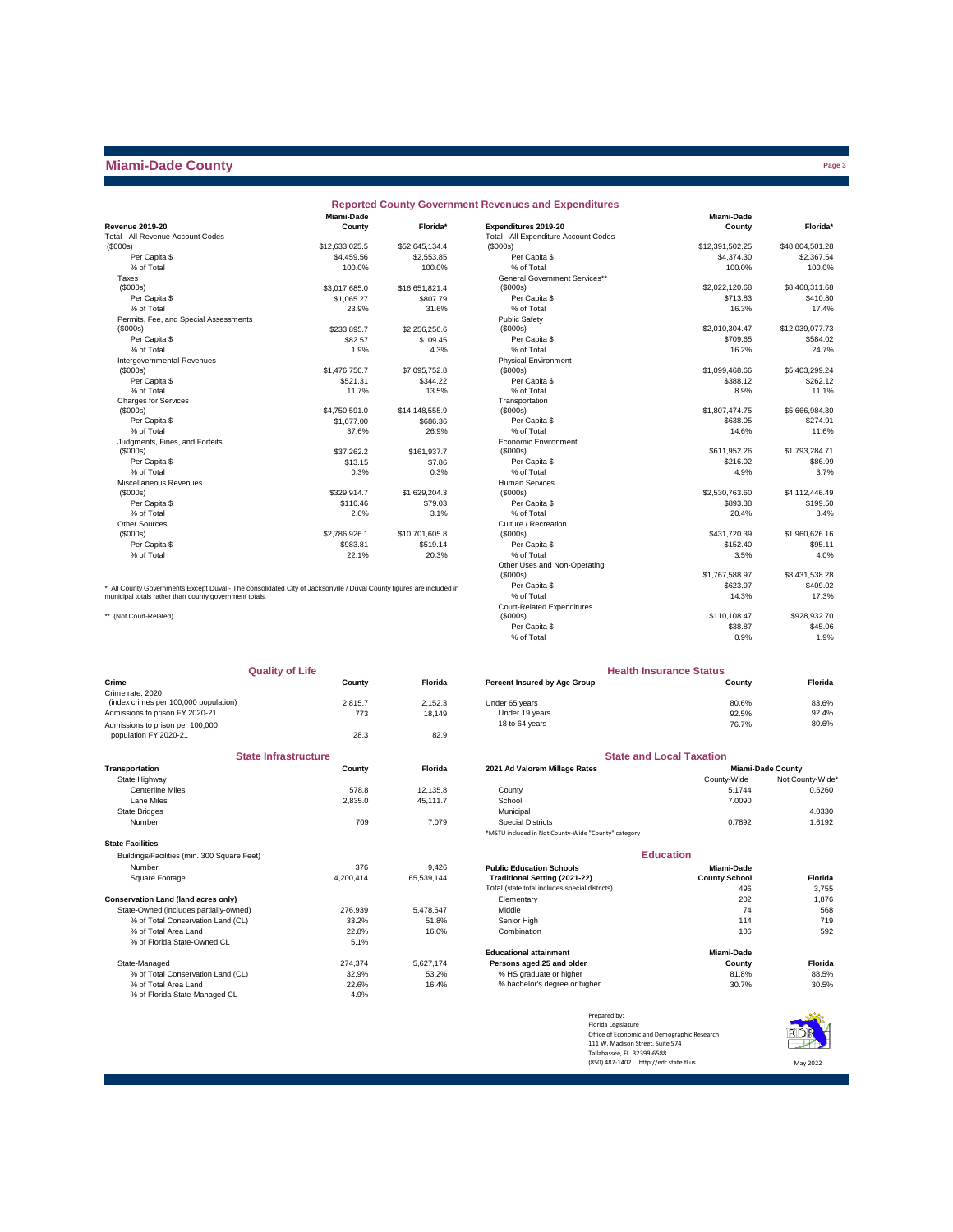## Miami-Dade County

### Reported County Government Revenues and Expenditures

| Revenue 2019-20 | Miami-Dade County | Florida* |
|---|---|---|
| Total - All Revenue Account Codes | | |
| ($000s) | $12,633,025.5 | $52,645,134.4 |
| Per Capita $ | $4,459.56 | $2,553.85 |
| % of Total | 100.0% | 100.0% |
| Taxes | | |
| ($000s) | $3,017,685.0 | $16,651,821.4 |
| Per Capita $ | $1,065.27 | $807.79 |
| % of Total | 23.9% | 31.6% |
| Permits, Fee, and Special Assessments | | |
| ($000s) | $233,895.7 | $2,256,256.6 |
| Per Capita $ | $82.57 | $109.45 |
| % of Total | 1.9% | 4.3% |
| Intergovernmental Revenues | | |
| ($000s) | $1,476,750.7 | $7,095,752.8 |
| Per Capita $ | $521.31 | $344.22 |
| % of Total | 11.7% | 13.5% |
| Charges for Services | | |
| ($000s) | $4,750,591.0 | $14,148,555.9 |
| Per Capita $ | $1,677.00 | $686.36 |
| % of Total | 37.6% | 26.9% |
| Judgments, Fines, and Forfeits | | |
| ($000s) | $37,262.2 | $161,937.7 |
| Per Capita $ | $13.15 | $7.86 |
| % of Total | 0.3% | 0.3% |
| Miscellaneous Revenues | | |
| ($000s) | $329,914.7 | $1,629,204.3 |
| Per Capita $ | $116.46 | $79.03 |
| % of Total | 2.6% | 3.1% |
| Other Sources | | |
| ($000s) | $2,786,926.1 | $10,701,605.8 |
| Per Capita $ | $983.81 | $519.14 |
| % of Total | 22.1% | 20.3% |

\* All County Governments Except Duval - The consolidated City of Jacksonville / Duval County figures are included in municipal totals rather than county government totals.

\*\* (Not Court-Related)

| Expenditures 2019-20 | Miami-Dade County | Florida* |
|---|---|---|
| Total - All Expenditure Account Codes | | |
| ($000s) | $12,391,502.25 | $48,804,501.28 |
| Per Capita $ | $4,374.30 | $2,367.54 |
| % of Total | 100.0% | 100.0% |
| General Government Services** | | |
| ($000s) | $2,022,120.68 | $8,468,311.68 |
| Per Capita $ | $713.83 | $410.80 |
| % of Total | 16.3% | 17.4% |
| Public Safety | | |
| ($000s) | $2,010,304.47 | $12,039,077.73 |
| Per Capita $ | $709.65 | $584.02 |
| % of Total | 16.2% | 24.7% |
| Physical Environment | | |
| ($000s) | $1,099,468.66 | $5,403,299.24 |
| Per Capita $ | $388.12 | $262.12 |
| % of Total | 8.9% | 11.1% |
| Transportation | | |
| ($000s) | $1,807,474.75 | $5,666,984.30 |
| Per Capita $ | $638.05 | $274.91 |
| % of Total | 14.6% | 11.6% |
| Economic Environment | | |
| ($000s) | $611,952.26 | $1,793,284.71 |
| Per Capita $ | $216.02 | $86.99 |
| % of Total | 4.9% | 3.7% |
| Human Services | | |
| ($000s) | $2,530,763.60 | $4,112,446.49 |
| Per Capita $ | $893.38 | $199.50 |
| % of Total | 20.4% | 8.4% |
| Culture / Recreation | | |
| ($000s) | $431,720.39 | $1,960,626.16 |
| Per Capita $ | $152.40 | $95.11 |
| % of Total | 3.5% | 4.0% |
| Other Uses and Non-Operating | | |
| ($000s) | $1,767,588.97 | $8,431,538.28 |
| Per Capita $ | $623.97 | $409.02 |
| % of Total | 14.3% | 17.3% |
| Court-Related Expenditures | | |
| ($000s) | $110,108.47 | $928,932.70 |
| Per Capita $ | $38.87 | $45.06 |
| % of Total | 0.9% | 1.9% |

### Quality of Life

| Crime | County | Florida |
|---|---|---|
| Crime rate, 2020 (index crimes per 100,000 population) | 2,815.7 | 2,152.3 |
| Admissions to prison FY 2020-21 | 773 | 18,149 |
| Admissions to prison per 100,000 population FY 2020-21 | 28.3 | 82.9 |

### Health Insurance Status

| Percent Insured by Age Group | County | Florida |
|---|---|---|
| Under 65 years | 80.6% | 83.6% |
| Under 19 years | 92.5% | 92.4% |
| 18 to 64 years | 76.7% | 80.6% |

### State Infrastructure

| Transportation | County | Florida |
|---|---|---|
| State Highway | | |
| Centerline Miles | 578.8 | 12,135.8 |
| Lane Miles | 2,835.0 | 45,111.7 |
| State Bridges | | |
| Number | 709 | 7,079 |
| **State Facilities** | | |
| Buildings/Facilities (min. 300 Square Feet) | | |
| Number | 376 | 9,426 |
| Square Footage | 4,200,414 | 65,539,144 |
| **Conservation Land (land acres only)** | | |
| State-Owned (includes partially-owned) | 276,939 | 5,478,547 |
| % of Total Conservation Land (CL) | 33.2% | 51.8% |
| % of Total Area Land | 22.8% | 16.0% |
| % of Florida State-Owned CL | 5.1% | |
| State-Managed | 274,374 | 5,627,174 |
| % of Total Conservation Land (CL) | 32.9% | 53.2% |
| % of Total Area Land | 22.6% | 16.4% |
| % of Florida State-Managed CL | 4.9% | |

### State and Local Taxation

| 2021 Ad Valorem Millage Rates | Miami-Dade County County-Wide | Miami-Dade County Not County-Wide* |
|---|---|---|
| County | 5.1744 | 0.5260 |
| School | 7.0090 | |
| Municipal | | 4.0330 |
| Special Districts | 0.7892 | 1.6192 |

\*MSTU included in Not County-Wide "County" category

### Education

| Public Education Schools Traditional Setting (2021-22) | Miami-Dade County School | Florida |
|---|---|---|
| Total (state total includes special districts) | 496 | 3,755 |
| Elementary | 202 | 1,876 |
| Middle | 74 | 568 |
| Senior High | 114 | 719 |
| Combination | 106 | 592 |

| Educational attainment Persons aged 25 and older | Miami-Dade County | Florida |
|---|---|---|
| % HS graduate or higher | 81.8% | 88.5% |
| % bachelor's degree or higher | 30.7% | 30.5% |

Prepared by:
Florida Legislature
Office of Economic and Demographic Research
111 W. Madison Street, Suite 574
Tallahassee, FL 32399-6588
(850) 487-1402 http://edr.state.fl.us

May 2022